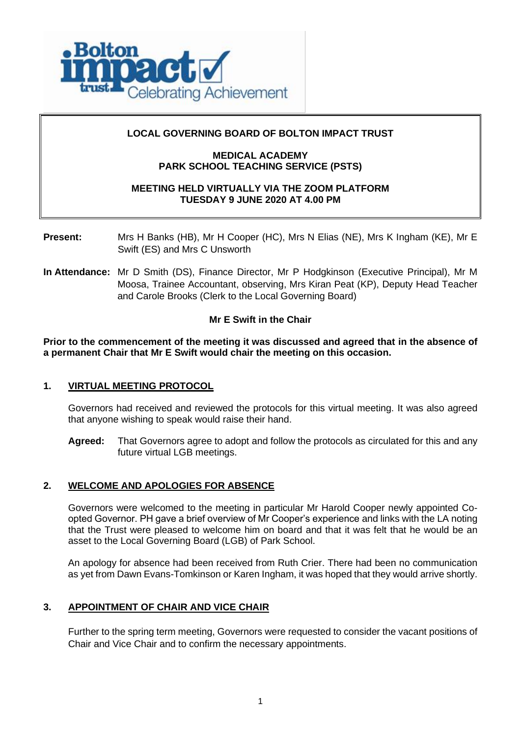**LOCAL GOVERNING BOARD OF BOLTON IMPACT TRUST**

**MEDICAL ACADEMY**
**PARK SCHOOL TEACHING SERVICE (PSTS)**

**MEETING HELD VIRTUALLY VIA THE ZOOM PLATFORM**
**TUESDAY 9 JUNE 2020 AT 4.00 PM**

**Present:** Mrs H Banks (HB), Mr H Cooper (HC), Mrs N Elias (NE), Mrs K Ingham (KE), Mr E Swift (ES) and Mrs C Unsworth

**In Attendance:** Mr D Smith (DS), Finance Director, Mr P Hodgkinson (Executive Principal), Mr M Moosa, Trainee Accountant, observing, Mrs Kiran Peat (KP), Deputy Head Teacher and Carole Brooks (Clerk to the Local Governing Board)

**Mr E Swift in the Chair**

**Prior to the commencement of the meeting it was discussed and agreed that in the absence of a permanent Chair that Mr E Swift would chair the meeting on this occasion.**

## 1. VIRTUAL MEETING PROTOCOL

Governors had received and reviewed the protocols for this virtual meeting. It was also agreed that anyone wishing to speak would raise their hand.

**Agreed:** That Governors agree to adopt and follow the protocols as circulated for this and any future virtual LGB meetings.

## 2. WELCOME AND APOLOGIES FOR ABSENCE

Governors were welcomed to the meeting in particular Mr Harold Cooper newly appointed Co-opted Governor. PH gave a brief overview of Mr Cooper's experience and links with the LA noting that the Trust were pleased to welcome him on board and that it was felt that he would be an asset to the Local Governing Board (LGB) of Park School.

An apology for absence had been received from Ruth Crier. There had been no communication as yet from Dawn Evans-Tomkinson or Karen Ingham, it was hoped that they would arrive shortly.

## 3. APPOINTMENT OF CHAIR AND VICE CHAIR

Further to the spring term meeting, Governors were requested to consider the vacant positions of Chair and Vice Chair and to confirm the necessary appointments.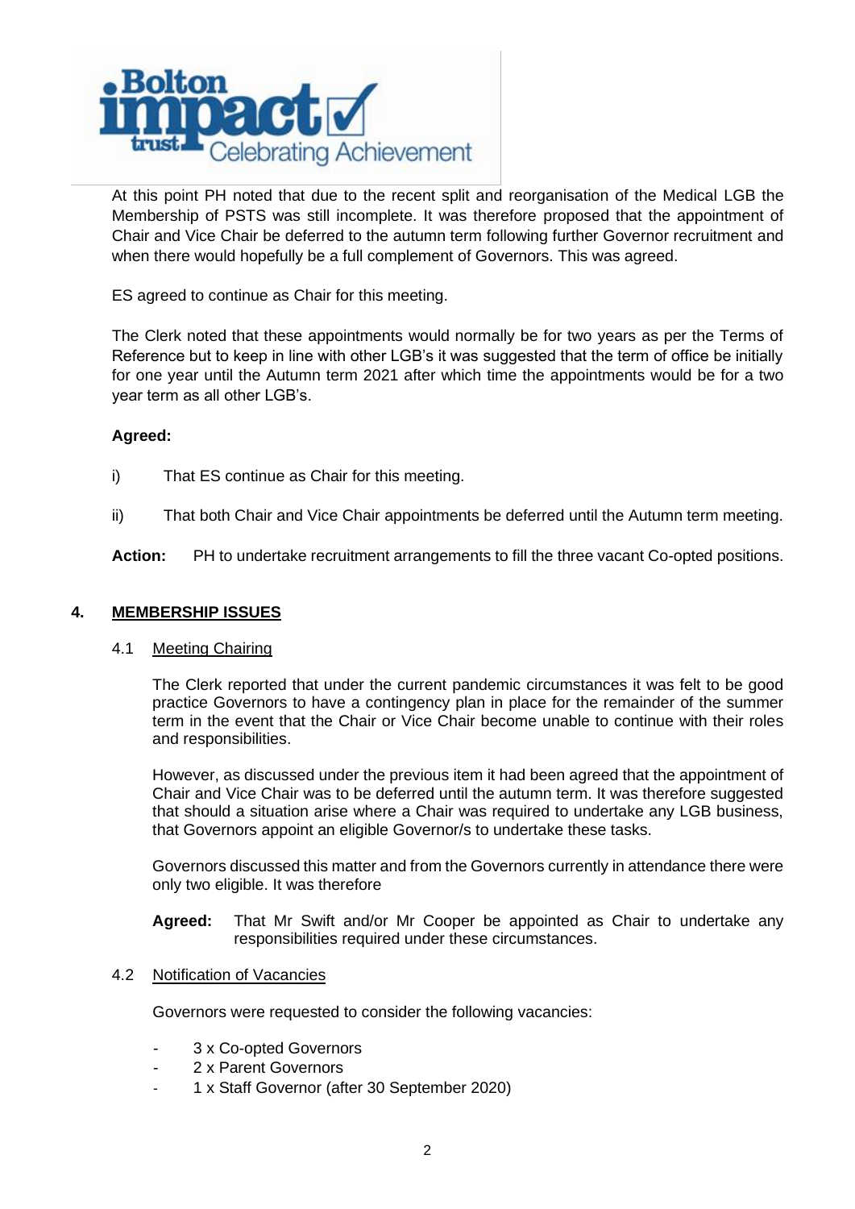At this point PH noted that due to the recent split and reorganisation of the Medical LGB the Membership of PSTS was still incomplete. It was therefore proposed that the appointment of Chair and Vice Chair be deferred to the autumn term following further Governor recruitment and when there would hopefully be a full complement of Governors. This was agreed.

ES agreed to continue as Chair for this meeting.

The Clerk noted that these appointments would normally be for two years as per the Terms of Reference but to keep in line with other LGB's it was suggested that the term of office be initially for one year until the Autumn term 2021 after which time the appointments would be for a two year term as all other LGB's.

**Agreed:**

i) That ES continue as Chair for this meeting.

ii) That both Chair and Vice Chair appointments be deferred until the Autumn term meeting.

**Action:** PH to undertake recruitment arrangements to fill the three vacant Co-opted positions.

## 4. MEMBERSHIP ISSUES

### 4.1 Meeting Chairing

The Clerk reported that under the current pandemic circumstances it was felt to be good practice Governors to have a contingency plan in place for the remainder of the summer term in the event that the Chair or Vice Chair become unable to continue with their roles and responsibilities.

However, as discussed under the previous item it had been agreed that the appointment of Chair and Vice Chair was to be deferred until the autumn term. It was therefore suggested that should a situation arise where a Chair was required to undertake any LGB business, that Governors appoint an eligible Governor/s to undertake these tasks.

Governors discussed this matter and from the Governors currently in attendance there were only two eligible. It was therefore

**Agreed:** That Mr Swift and/or Mr Cooper be appointed as Chair to undertake any responsibilities required under these circumstances.

### 4.2 Notification of Vacancies

Governors were requested to consider the following vacancies:

- 3 x Co-opted Governors
- 2 x Parent Governors
- 1 x Staff Governor (after 30 September 2020)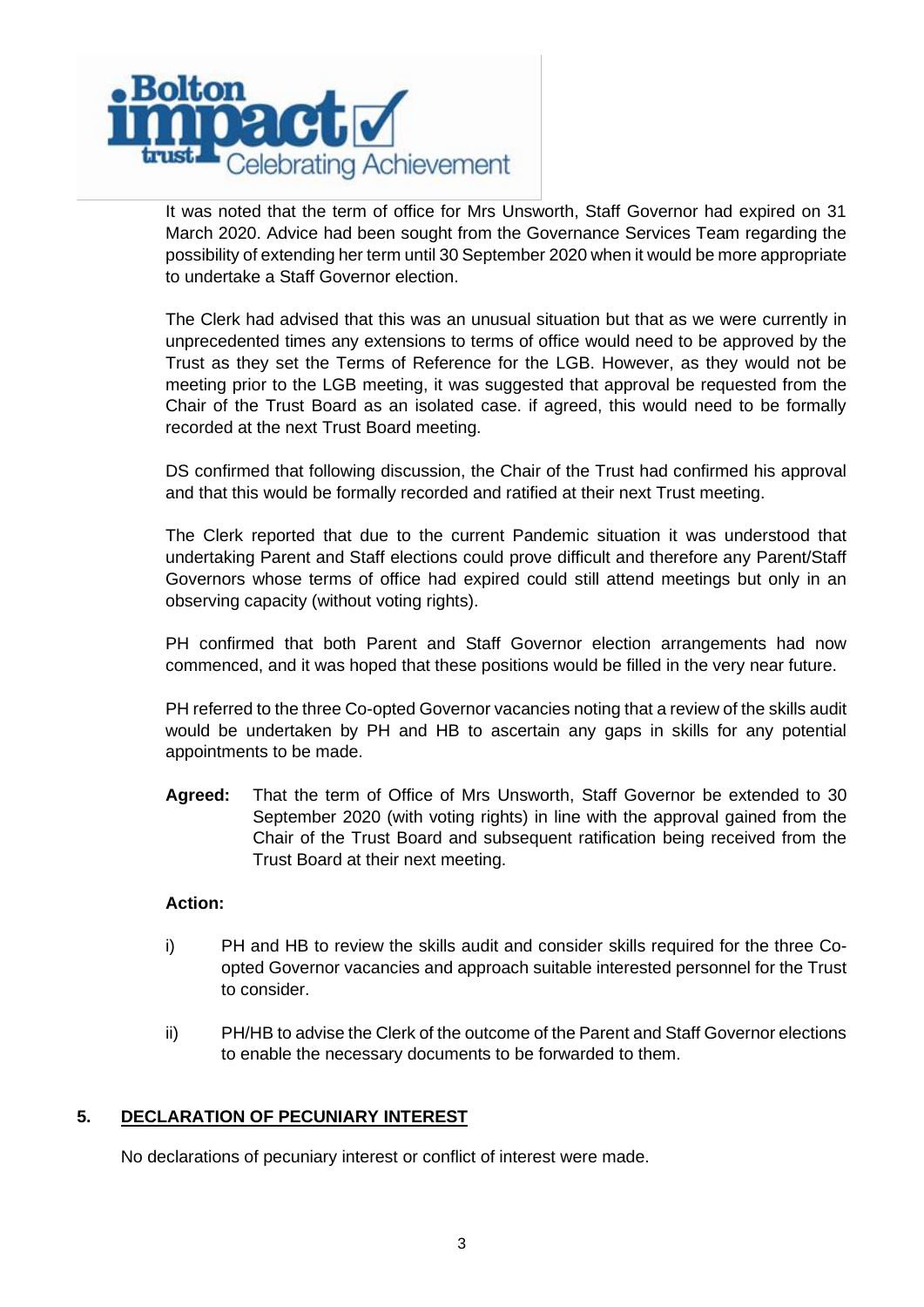It was noted that the term of office for Mrs Unsworth, Staff Governor had expired on 31 March 2020. Advice had been sought from the Governance Services Team regarding the possibility of extending her term until 30 September 2020 when it would be more appropriate to undertake a Staff Governor election.

The Clerk had advised that this was an unusual situation but that as we were currently in unprecedented times any extensions to terms of office would need to be approved by the Trust as they set the Terms of Reference for the LGB. However, as they would not be meeting prior to the LGB meeting, it was suggested that approval be requested from the Chair of the Trust Board as an isolated case. if agreed, this would need to be formally recorded at the next Trust Board meeting.

DS confirmed that following discussion, the Chair of the Trust had confirmed his approval and that this would be formally recorded and ratified at their next Trust meeting.

The Clerk reported that due to the current Pandemic situation it was understood that undertaking Parent and Staff elections could prove difficult and therefore any Parent/Staff Governors whose terms of office had expired could still attend meetings but only in an observing capacity (without voting rights).

PH confirmed that both Parent and Staff Governor election arrangements had now commenced, and it was hoped that these positions would be filled in the very near future.

PH referred to the three Co-opted Governor vacancies noting that a review of the skills audit would be undertaken by PH and HB to ascertain any gaps in skills for any potential appointments to be made.

**Agreed:** That the term of Office of Mrs Unsworth, Staff Governor be extended to 30 September 2020 (with voting rights) in line with the approval gained from the Chair of the Trust Board and subsequent ratification being received from the Trust Board at their next meeting.

**Action:**

i) PH and HB to review the skills audit and consider skills required for the three Co-opted Governor vacancies and approach suitable interested personnel for the Trust to consider.

ii) PH/HB to advise the Clerk of the outcome of the Parent and Staff Governor elections to enable the necessary documents to be forwarded to them.

## 5. DECLARATION OF PECUNIARY INTEREST

No declarations of pecuniary interest or conflict of interest were made.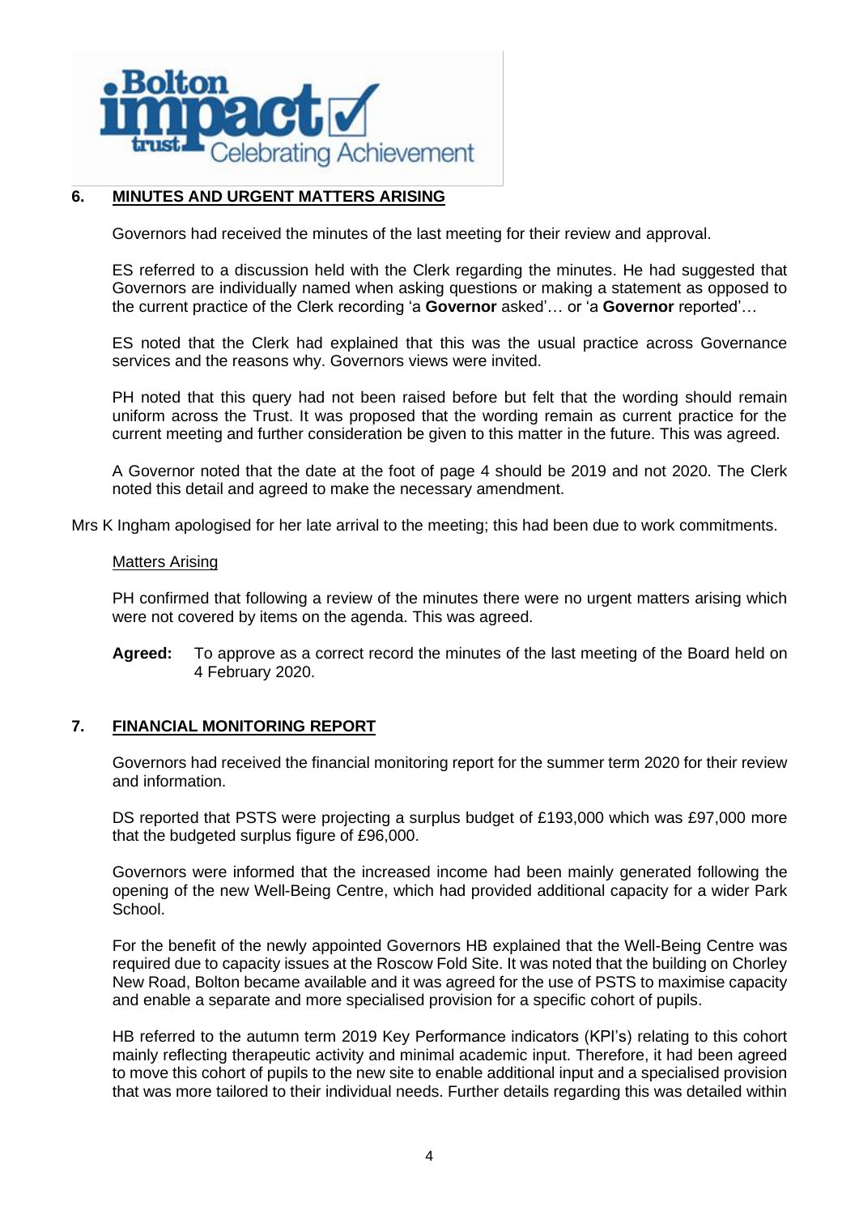## 6. MINUTES AND URGENT MATTERS ARISING

Governors had received the minutes of the last meeting for their review and approval.

ES referred to a discussion held with the Clerk regarding the minutes. He had suggested that Governors are individually named when asking questions or making a statement as opposed to the current practice of the Clerk recording 'a **Governor** asked'… or 'a **Governor** reported'…

ES noted that the Clerk had explained that this was the usual practice across Governance services and the reasons why. Governors views were invited.

PH noted that this query had not been raised before but felt that the wording should remain uniform across the Trust. It was proposed that the wording remain as current practice for the current meeting and further consideration be given to this matter in the future. This was agreed.

A Governor noted that the date at the foot of page 4 should be 2019 and not 2020. The Clerk noted this detail and agreed to make the necessary amendment.

Mrs K Ingham apologised for her late arrival to the meeting; this had been due to work commitments.

Matters Arising

PH confirmed that following a review of the minutes there were no urgent matters arising which were not covered by items on the agenda. This was agreed.

**Agreed:** To approve as a correct record the minutes of the last meeting of the Board held on 4 February 2020.

## 7. FINANCIAL MONITORING REPORT

Governors had received the financial monitoring report for the summer term 2020 for their review and information.

DS reported that PSTS were projecting a surplus budget of £193,000 which was £97,000 more that the budgeted surplus figure of £96,000.

Governors were informed that the increased income had been mainly generated following the opening of the new Well-Being Centre, which had provided additional capacity for a wider Park School.

For the benefit of the newly appointed Governors HB explained that the Well-Being Centre was required due to capacity issues at the Roscow Fold Site. It was noted that the building on Chorley New Road, Bolton became available and it was agreed for the use of PSTS to maximise capacity and enable a separate and more specialised provision for a specific cohort of pupils.

HB referred to the autumn term 2019 Key Performance indicators (KPI's) relating to this cohort mainly reflecting therapeutic activity and minimal academic input. Therefore, it had been agreed to move this cohort of pupils to the new site to enable additional input and a specialised provision that was more tailored to their individual needs. Further details regarding this was detailed within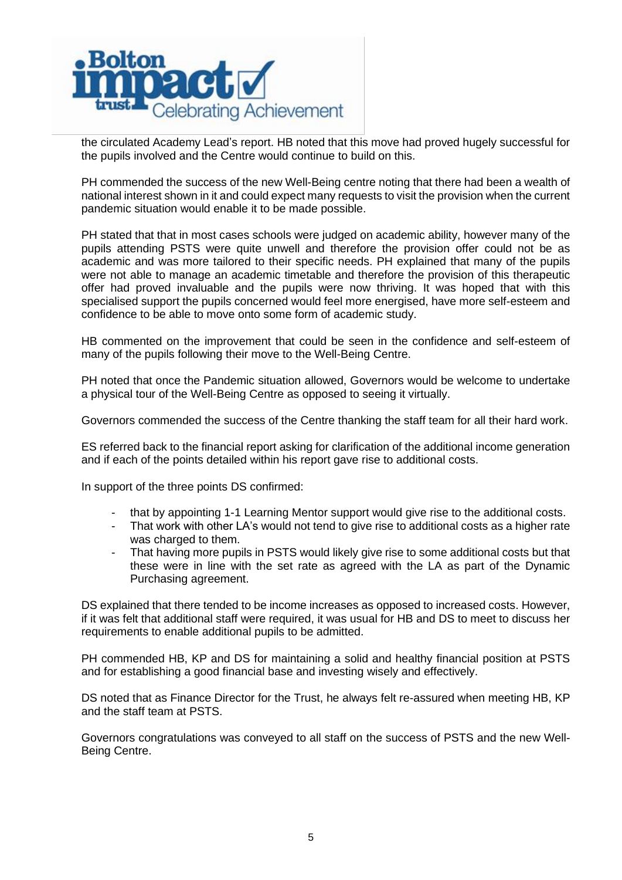the circulated Academy Lead's report. HB noted that this move had proved hugely successful for the pupils involved and the Centre would continue to build on this.

PH commended the success of the new Well-Being centre noting that there had been a wealth of national interest shown in it and could expect many requests to visit the provision when the current pandemic situation would enable it to be made possible.

PH stated that that in most cases schools were judged on academic ability, however many of the pupils attending PSTS were quite unwell and therefore the provision offer could not be as academic and was more tailored to their specific needs. PH explained that many of the pupils were not able to manage an academic timetable and therefore the provision of this therapeutic offer had proved invaluable and the pupils were now thriving. It was hoped that with this specialised support the pupils concerned would feel more energised, have more self-esteem and confidence to be able to move onto some form of academic study.

HB commented on the improvement that could be seen in the confidence and self-esteem of many of the pupils following their move to the Well-Being Centre.

PH noted that once the Pandemic situation allowed, Governors would be welcome to undertake a physical tour of the Well-Being Centre as opposed to seeing it virtually.

Governors commended the success of the Centre thanking the staff team for all their hard work.

ES referred back to the financial report asking for clarification of the additional income generation and if each of the points detailed within his report gave rise to additional costs.

In support of the three points DS confirmed:

- that by appointing 1-1 Learning Mentor support would give rise to the additional costs.
- That work with other LA's would not tend to give rise to additional costs as a higher rate was charged to them.
- That having more pupils in PSTS would likely give rise to some additional costs but that these were in line with the set rate as agreed with the LA as part of the Dynamic Purchasing agreement.

DS explained that there tended to be income increases as opposed to increased costs. However, if it was felt that additional staff were required, it was usual for HB and DS to meet to discuss her requirements to enable additional pupils to be admitted.

PH commended HB, KP and DS for maintaining a solid and healthy financial position at PSTS and for establishing a good financial base and investing wisely and effectively.

DS noted that as Finance Director for the Trust, he always felt re-assured when meeting HB, KP and the staff team at PSTS.

Governors congratulations was conveyed to all staff on the success of PSTS and the new Well-Being Centre.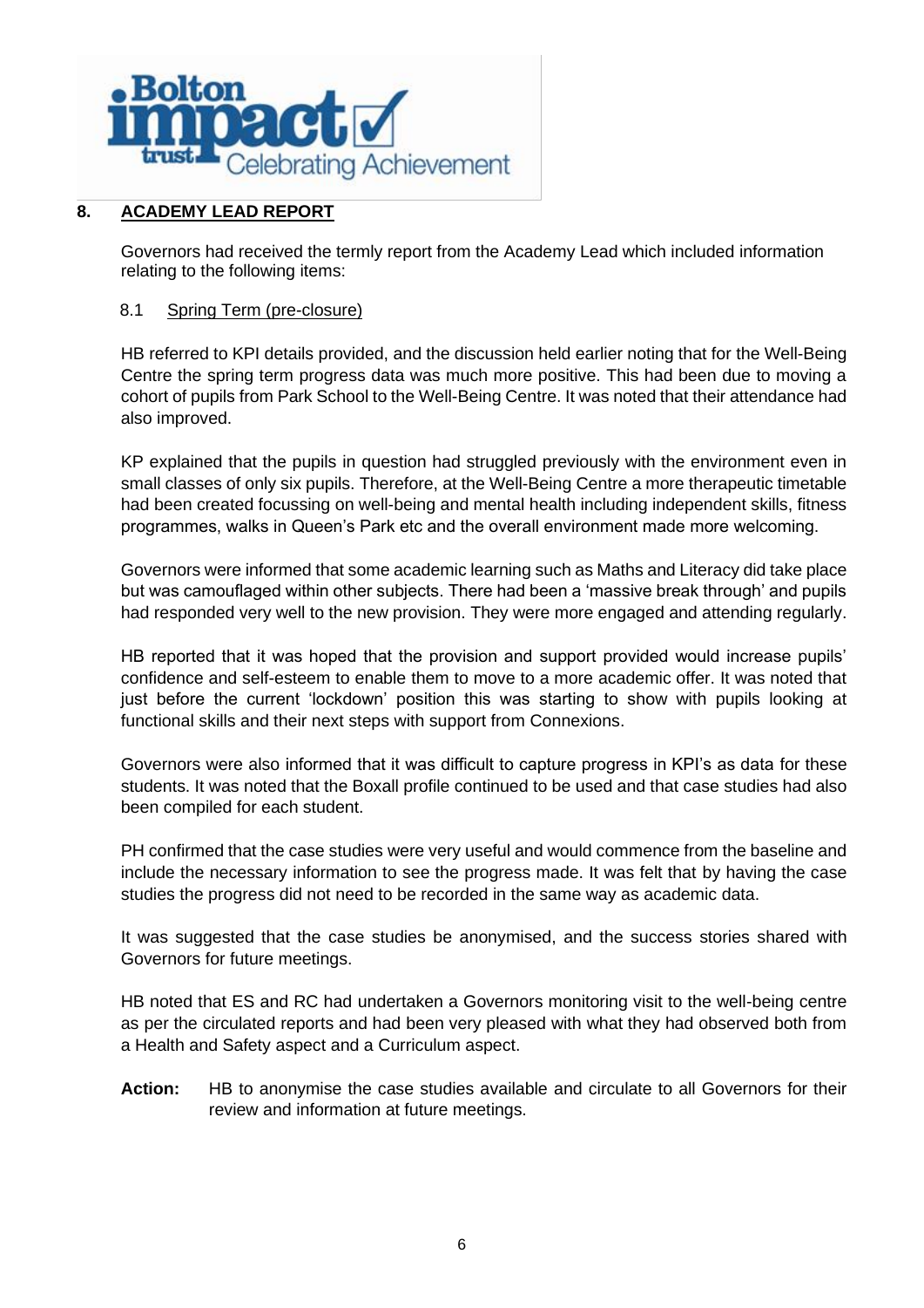## 8. ACADEMY LEAD REPORT

Governors had received the termly report from the Academy Lead which included information relating to the following items:

### 8.1 Spring Term (pre-closure)

HB referred to KPI details provided, and the discussion held earlier noting that for the Well-Being Centre the spring term progress data was much more positive. This had been due to moving a cohort of pupils from Park School to the Well-Being Centre. It was noted that their attendance had also improved.

KP explained that the pupils in question had struggled previously with the environment even in small classes of only six pupils. Therefore, at the Well-Being Centre a more therapeutic timetable had been created focussing on well-being and mental health including independent skills, fitness programmes, walks in Queen's Park etc and the overall environment made more welcoming.

Governors were informed that some academic learning such as Maths and Literacy did take place but was camouflaged within other subjects. There had been a 'massive break through' and pupils had responded very well to the new provision. They were more engaged and attending regularly.

HB reported that it was hoped that the provision and support provided would increase pupils' confidence and self-esteem to enable them to move to a more academic offer. It was noted that just before the current 'lockdown' position this was starting to show with pupils looking at functional skills and their next steps with support from Connexions.

Governors were also informed that it was difficult to capture progress in KPI's as data for these students. It was noted that the Boxall profile continued to be used and that case studies had also been compiled for each student.

PH confirmed that the case studies were very useful and would commence from the baseline and include the necessary information to see the progress made. It was felt that by having the case studies the progress did not need to be recorded in the same way as academic data.

It was suggested that the case studies be anonymised, and the success stories shared with Governors for future meetings.

HB noted that ES and RC had undertaken a Governors monitoring visit to the well-being centre as per the circulated reports and had been very pleased with what they had observed both from a Health and Safety aspect and a Curriculum aspect.

**Action:** HB to anonymise the case studies available and circulate to all Governors for their review and information at future meetings.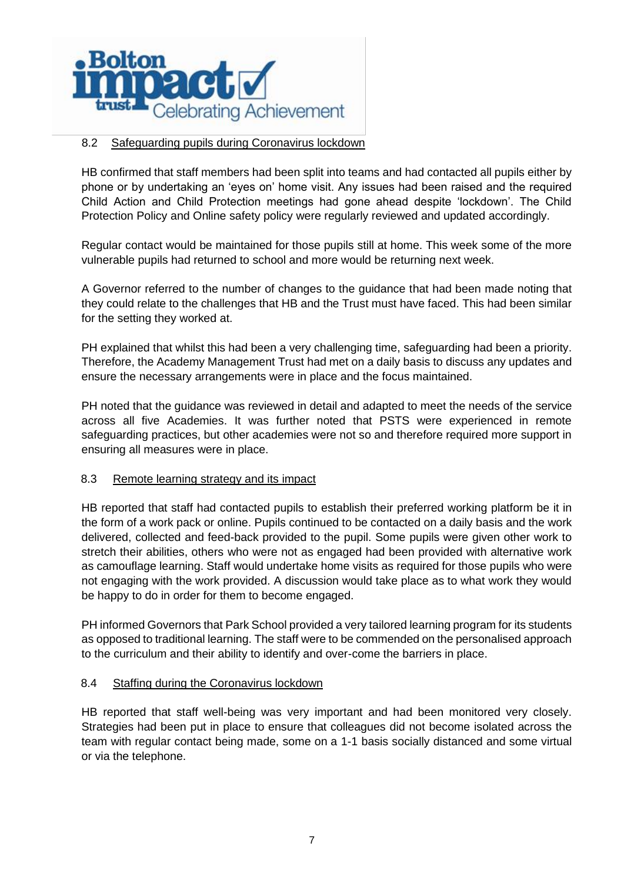### 8.2 <u>Safeguarding pupils during Coronavirus lockdown</u>

HB confirmed that staff members had been split into teams and had contacted all pupils either by phone or by undertaking an 'eyes on' home visit. Any issues had been raised and the required Child Action and Child Protection meetings had gone ahead despite 'lockdown'. The Child Protection Policy and Online safety policy were regularly reviewed and updated accordingly.

Regular contact would be maintained for those pupils still at home. This week some of the more vulnerable pupils had returned to school and more would be returning next week.

A Governor referred to the number of changes to the guidance that had been made noting that they could relate to the challenges that HB and the Trust must have faced. This had been similar for the setting they worked at.

PH explained that whilst this had been a very challenging time, safeguarding had been a priority. Therefore, the Academy Management Trust had met on a daily basis to discuss any updates and ensure the necessary arrangements were in place and the focus maintained.

PH noted that the guidance was reviewed in detail and adapted to meet the needs of the service across all five Academies. It was further noted that PSTS were experienced in remote safeguarding practices, but other academies were not so and therefore required more support in ensuring all measures were in place.

### 8.3 <u>Remote learning strategy and its impact</u>

HB reported that staff had contacted pupils to establish their preferred working platform be it in the form of a work pack or online. Pupils continued to be contacted on a daily basis and the work delivered, collected and feed-back provided to the pupil. Some pupils were given other work to stretch their abilities, others who were not as engaged had been provided with alternative work as camouflage learning. Staff would undertake home visits as required for those pupils who were not engaging with the work provided. A discussion would take place as to what work they would be happy to do in order for them to become engaged.

PH informed Governors that Park School provided a very tailored learning program for its students as opposed to traditional learning. The staff were to be commended on the personalised approach to the curriculum and their ability to identify and over-come the barriers in place.

### 8.4 <u>Staffing during the Coronavirus lockdown</u>

HB reported that staff well-being was very important and had been monitored very closely. Strategies had been put in place to ensure that colleagues did not become isolated across the team with regular contact being made, some on a 1-1 basis socially distanced and some virtual or via the telephone.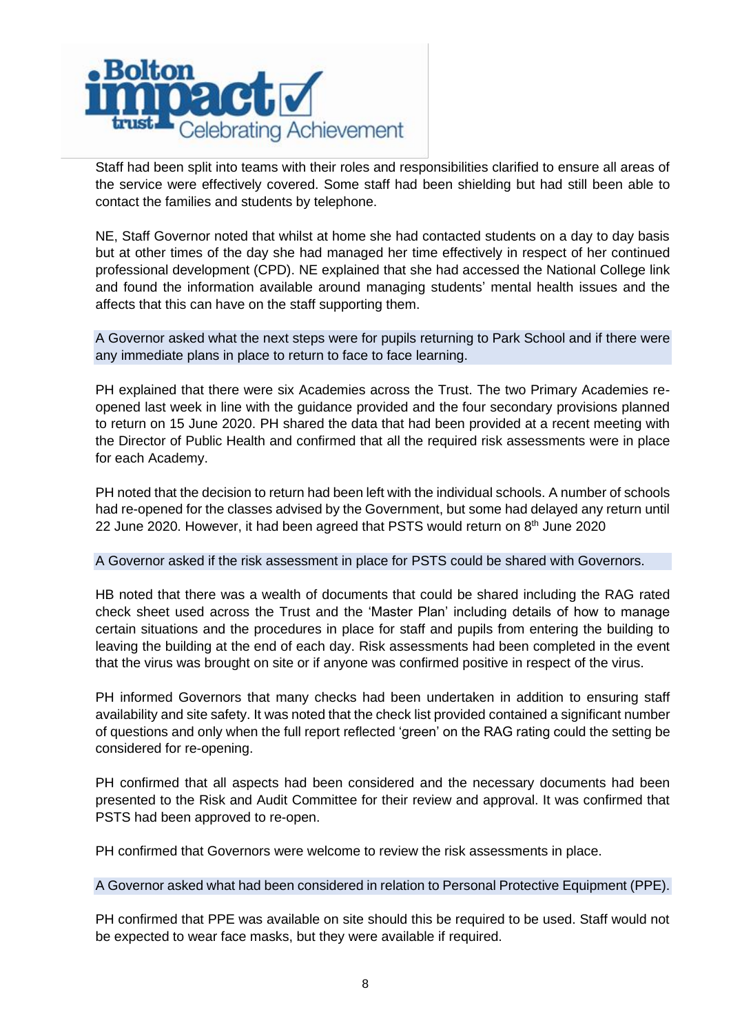Staff had been split into teams with their roles and responsibilities clarified to ensure all areas of the service were effectively covered. Some staff had been shielding but had still been able to contact the families and students by telephone.

NE, Staff Governor noted that whilst at home she had contacted students on a day to day basis but at other times of the day she had managed her time effectively in respect of her continued professional development (CPD). NE explained that she had accessed the National College link and found the information available around managing students' mental health issues and the affects that this can have on the staff supporting them.

A Governor asked what the next steps were for pupils returning to Park School and if there were any immediate plans in place to return to face to face learning.

PH explained that there were six Academies across the Trust. The two Primary Academies re-opened last week in line with the guidance provided and the four secondary provisions planned to return on 15 June 2020. PH shared the data that had been provided at a recent meeting with the Director of Public Health and confirmed that all the required risk assessments were in place for each Academy.

PH noted that the decision to return had been left with the individual schools. A number of schools had re-opened for the classes advised by the Government, but some had delayed any return until 22 June 2020. However, it had been agreed that PSTS would return on 8th June 2020

A Governor asked if the risk assessment in place for PSTS could be shared with Governors.

HB noted that there was a wealth of documents that could be shared including the RAG rated check sheet used across the Trust and the 'Master Plan' including details of how to manage certain situations and the procedures in place for staff and pupils from entering the building to leaving the building at the end of each day. Risk assessments had been completed in the event that the virus was brought on site or if anyone was confirmed positive in respect of the virus.

PH informed Governors that many checks had been undertaken in addition to ensuring staff availability and site safety. It was noted that the check list provided contained a significant number of questions and only when the full report reflected 'green' on the RAG rating could the setting be considered for re-opening.

PH confirmed that all aspects had been considered and the necessary documents had been presented to the Risk and Audit Committee for their review and approval. It was confirmed that PSTS had been approved to re-open.

PH confirmed that Governors were welcome to review the risk assessments in place.

A Governor asked what had been considered in relation to Personal Protective Equipment (PPE).

PH confirmed that PPE was available on site should this be required to be used. Staff would not be expected to wear face masks, but they were available if required.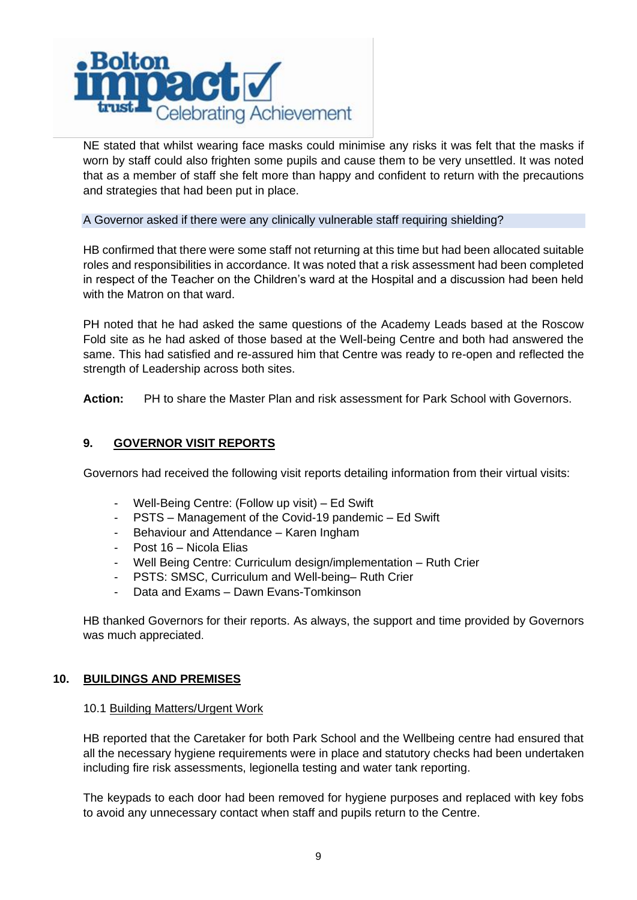NE stated that whilst wearing face masks could minimise any risks it was felt that the masks if worn by staff could also frighten some pupils and cause them to be very unsettled. It was noted that as a member of staff she felt more than happy and confident to return with the precautions and strategies that had been put in place.

A Governor asked if there were any clinically vulnerable staff requiring shielding?

HB confirmed that there were some staff not returning at this time but had been allocated suitable roles and responsibilities in accordance. It was noted that a risk assessment had been completed in respect of the Teacher on the Children's ward at the Hospital and a discussion had been held with the Matron on that ward.

PH noted that he had asked the same questions of the Academy Leads based at the Roscow Fold site as he had asked of those based at the Well-being Centre and both had answered the same. This had satisfied and re-assured him that Centre was ready to re-open and reflected the strength of Leadership across both sites.

**Action:** PH to share the Master Plan and risk assessment for Park School with Governors.

## 9. GOVERNOR VISIT REPORTS

Governors had received the following visit reports detailing information from their virtual visits:

- Well-Being Centre: (Follow up visit) – Ed Swift
- PSTS – Management of the Covid-19 pandemic – Ed Swift
- Behaviour and Attendance – Karen Ingham
- Post 16 – Nicola Elias
- Well Being Centre: Curriculum design/implementation – Ruth Crier
- PSTS: SMSC, Curriculum and Well-being– Ruth Crier
- Data and Exams – Dawn Evans-Tomkinson

HB thanked Governors for their reports. As always, the support and time provided by Governors was much appreciated.

## 10. BUILDINGS AND PREMISES

### 10.1 Building Matters/Urgent Work

HB reported that the Caretaker for both Park School and the Wellbeing centre had ensured that all the necessary hygiene requirements were in place and statutory checks had been undertaken including fire risk assessments, legionella testing and water tank reporting.

The keypads to each door had been removed for hygiene purposes and replaced with key fobs to avoid any unnecessary contact when staff and pupils return to the Centre.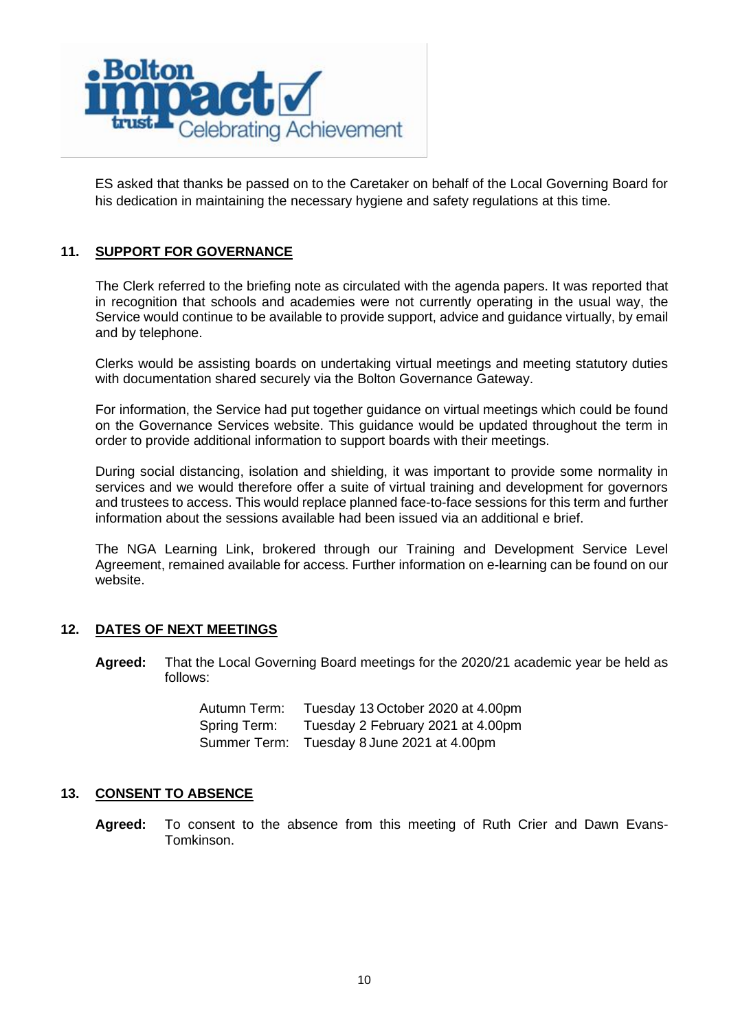ES asked that thanks be passed on to the Caretaker on behalf of the Local Governing Board for his dedication in maintaining the necessary hygiene and safety regulations at this time.

## 11. SUPPORT FOR GOVERNANCE

The Clerk referred to the briefing note as circulated with the agenda papers. It was reported that in recognition that schools and academies were not currently operating in the usual way, the Service would continue to be available to provide support, advice and guidance virtually, by email and by telephone.

Clerks would be assisting boards on undertaking virtual meetings and meeting statutory duties with documentation shared securely via the Bolton Governance Gateway.

For information, the Service had put together guidance on virtual meetings which could be found on the Governance Services website. This guidance would be updated throughout the term in order to provide additional information to support boards with their meetings.

During social distancing, isolation and shielding, it was important to provide some normality in services and we would therefore offer a suite of virtual training and development for governors and trustees to access. This would replace planned face-to-face sessions for this term and further information about the sessions available had been issued via an additional e brief.

The NGA Learning Link, brokered through our Training and Development Service Level Agreement, remained available for access. Further information on e-learning can be found on our website.

## 12. DATES OF NEXT MEETINGS

**Agreed:** That the Local Governing Board meetings for the 2020/21 academic year be held as follows:

| | |
|---|---|
| Autumn Term: | Tuesday 13 October 2020 at 4.00pm |
| Spring Term: | Tuesday 2 February 2021 at 4.00pm |
| Summer Term: | Tuesday 8 June 2021 at 4.00pm |

## 13. CONSENT TO ABSENCE

**Agreed:** To consent to the absence from this meeting of Ruth Crier and Dawn Evans-Tomkinson.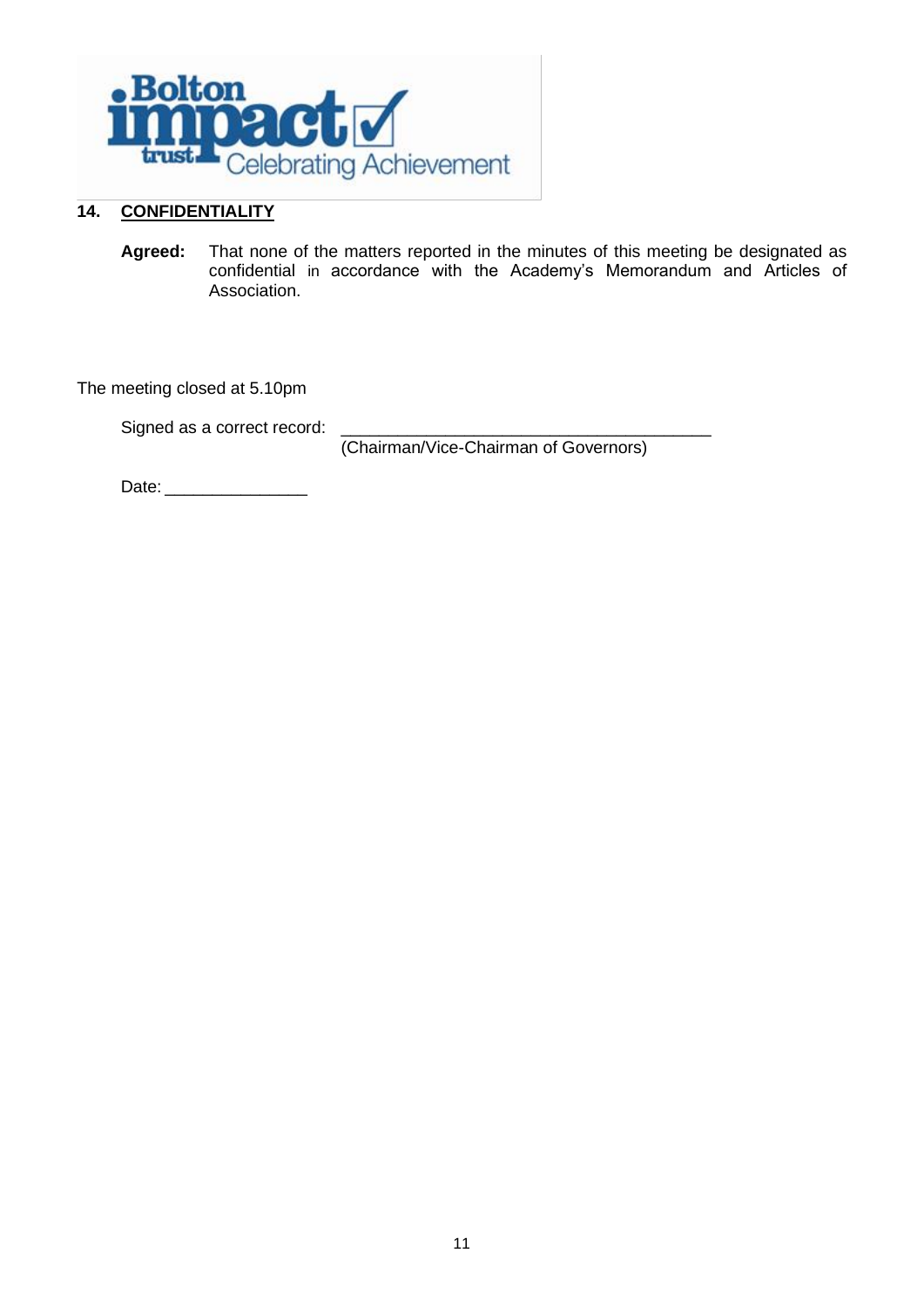## 14. CONFIDENTIALITY

**Agreed:** That none of the matters reported in the minutes of this meeting be designated as confidential in accordance with the Academy's Memorandum and Articles of Association.

The meeting closed at 5.10pm

Signed as a correct record: ________________________________________
(Chairman/Vice-Chairman of Governors)

Date: _______________